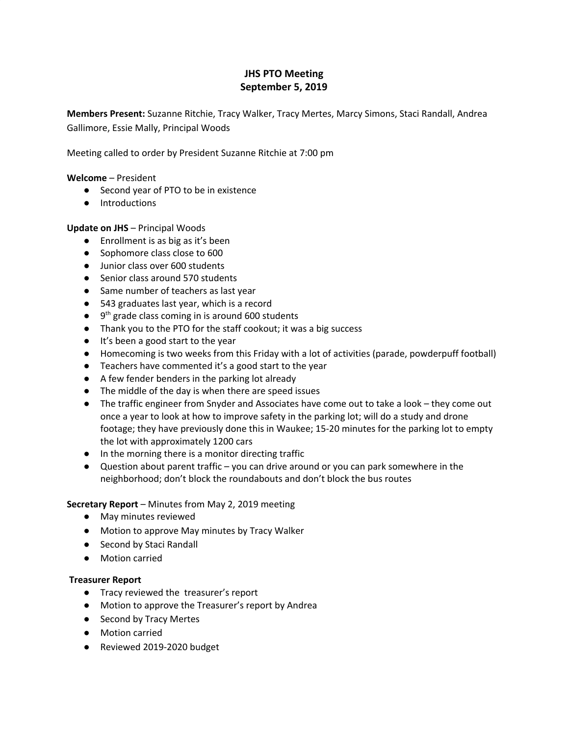# JHS PTO Meeting
## September 5, 2019

**Members Present:** Suzanne Ritchie, Tracy Walker, Tracy Mertes, Marcy Simons, Staci Randall, Andrea Gallimore, Essie Mally, Principal Woods

Meeting called to order by President Suzanne Ritchie at 7:00 pm

**Welcome** – President

- Second year of PTO to be in existence
- Introductions

**Update on JHS** – Principal Woods

- Enrollment is as big as it's been
- Sophomore class close to 600
- Junior class over 600 students
- Senior class around 570 students
- Same number of teachers as last year
- 543 graduates last year, which is a record
- 9th grade class coming in is around 600 students
- Thank you to the PTO for the staff cookout; it was a big success
- It's been a good start to the year
- Homecoming is two weeks from this Friday with a lot of activities (parade, powderpuff football)
- Teachers have commented it's a good start to the year
- A few fender benders in the parking lot already
- The middle of the day is when there are speed issues
- The traffic engineer from Snyder and Associates have come out to take a look – they come out once a year to look at how to improve safety in the parking lot; will do a study and drone footage; they have previously done this in Waukee; 15-20 minutes for the parking lot to empty the lot with approximately 1200 cars
- In the morning there is a monitor directing traffic
- Question about parent traffic – you can drive around or you can park somewhere in the neighborhood; don't block the roundabouts and don't block the bus routes

**Secretary Report** – Minutes from May 2, 2019 meeting

- May minutes reviewed
- Motion to approve May minutes by Tracy Walker
- Second by Staci Randall
- Motion carried

**Treasurer Report**

- Tracy reviewed the treasurer's report
- Motion to approve the Treasurer's report by Andrea
- Second by Tracy Mertes
- Motion carried
- Reviewed 2019-2020 budget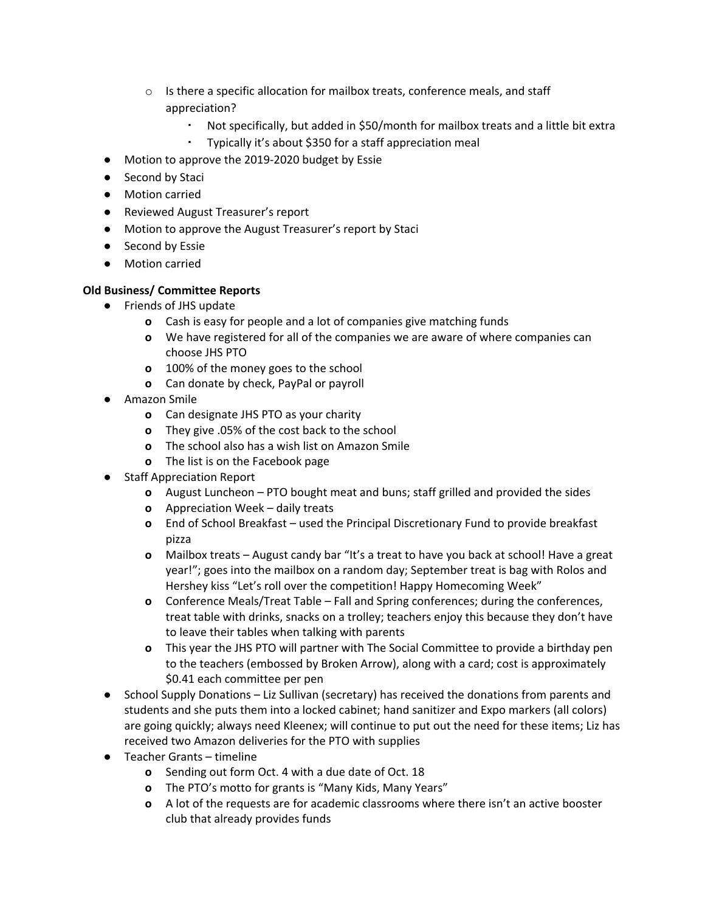- Is there a specific allocation for mailbox treats, conference meals, and staff appreciation?
        - Not specifically, but added in $50/month for mailbox treats and a little bit extra
        - Typically it's about $350 for a staff appreciation meal
- Motion to approve the 2019-2020 budget by Essie
- Second by Staci
- Motion carried
- Reviewed August Treasurer's report
- Motion to approve the August Treasurer's report by Staci
- Second by Essie
- Motion carried

**Old Business/ Committee Reports**

- Friends of JHS update
    - Cash is easy for people and a lot of companies give matching funds
    - We have registered for all of the companies we are aware of where companies can choose JHS PTO
    - 100% of the money goes to the school
    - Can donate by check, PayPal or payroll
- Amazon Smile
    - Can designate JHS PTO as your charity
    - They give .05% of the cost back to the school
    - The school also has a wish list on Amazon Smile
    - The list is on the Facebook page
- Staff Appreciation Report
    - August Luncheon – PTO bought meat and buns; staff grilled and provided the sides
    - Appreciation Week – daily treats
    - End of School Breakfast – used the Principal Discretionary Fund to provide breakfast pizza
    - Mailbox treats – August candy bar "It's a treat to have you back at school! Have a great year!"; goes into the mailbox on a random day; September treat is bag with Rolos and Hershey kiss "Let's roll over the competition! Happy Homecoming Week"
    - Conference Meals/Treat Table – Fall and Spring conferences; during the conferences, treat table with drinks, snacks on a trolley; teachers enjoy this because they don't have to leave their tables when talking with parents
    - This year the JHS PTO will partner with The Social Committee to provide a birthday pen to the teachers (embossed by Broken Arrow), along with a card; cost is approximately $0.41 each committee per pen
- School Supply Donations – Liz Sullivan (secretary) has received the donations from parents and students and she puts them into a locked cabinet; hand sanitizer and Expo markers (all colors) are going quickly; always need Kleenex; will continue to put out the need for these items; Liz has received two Amazon deliveries for the PTO with supplies
- Teacher Grants – timeline
    - Sending out form Oct. 4 with a due date of Oct. 18
    - The PTO's motto for grants is "Many Kids, Many Years"
    - A lot of the requests are for academic classrooms where there isn't an active booster club that already provides funds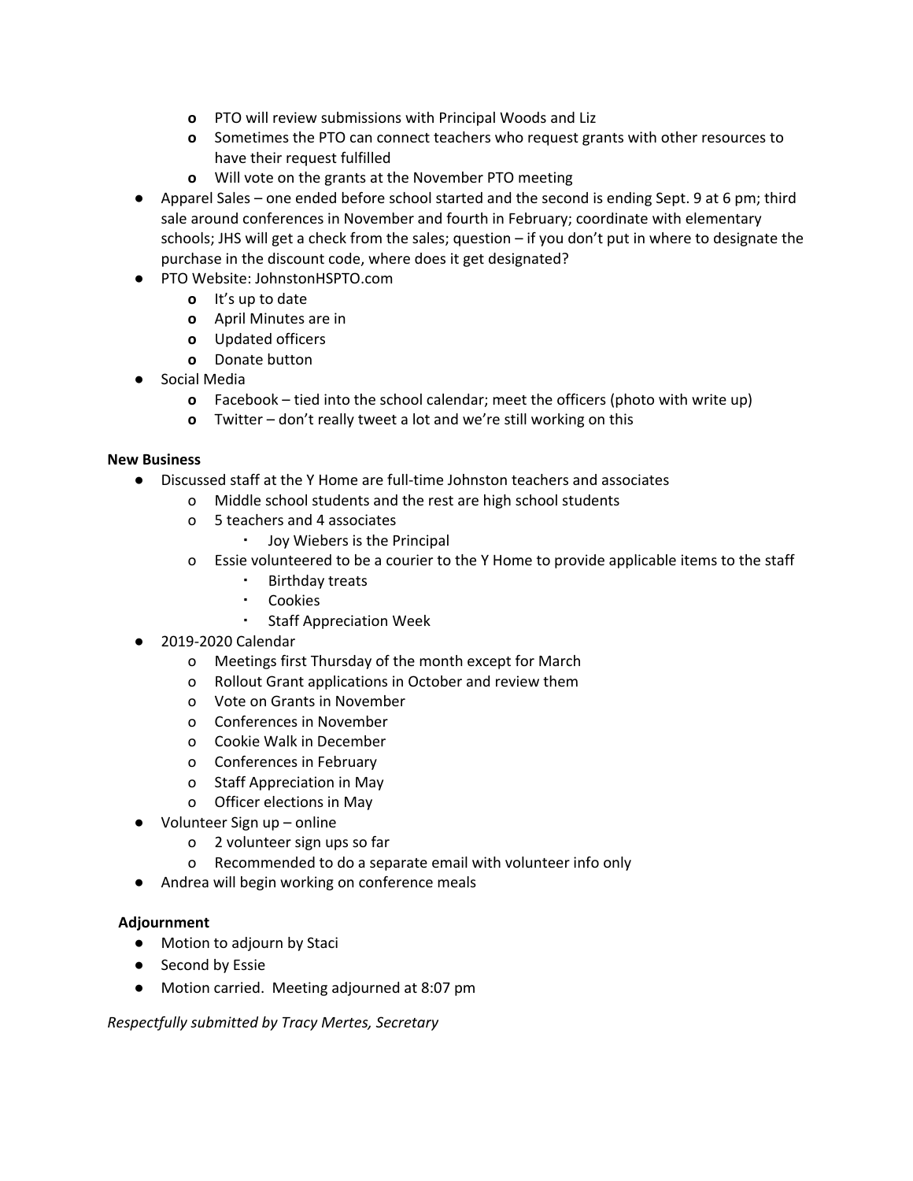- PTO will review submissions with Principal Woods and Liz
    - Sometimes the PTO can connect teachers who request grants with other resources to have their request fulfilled
    - Will vote on the grants at the November PTO meeting
- Apparel Sales – one ended before school started and the second is ending Sept. 9 at 6 pm; third sale around conferences in November and fourth in February; coordinate with elementary schools; JHS will get a check from the sales; question – if you don't put in where to designate the purchase in the discount code, where does it get designated?
- PTO Website: JohnstonHSPTO.com
    - It's up to date
    - April Minutes are in
    - Updated officers
    - Donate button
- Social Media
    - Facebook – tied into the school calendar; meet the officers (photo with write up)
    - Twitter – don't really tweet a lot and we're still working on this

**New Business**

- Discussed staff at the Y Home are full-time Johnston teachers and associates
    - Middle school students and the rest are high school students
    - 5 teachers and 4 associates
        - Joy Wiebers is the Principal
    - Essie volunteered to be a courier to the Y Home to provide applicable items to the staff
        - Birthday treats
        - Cookies
        - Staff Appreciation Week
- 2019-2020 Calendar
    - Meetings first Thursday of the month except for March
    - Rollout Grant applications in October and review them
    - Vote on Grants in November
    - Conferences in November
    - Cookie Walk in December
    - Conferences in February
    - Staff Appreciation in May
    - Officer elections in May
- Volunteer Sign up – online
    - 2 volunteer sign ups so far
    - Recommended to do a separate email with volunteer info only
- Andrea will begin working on conference meals

**Adjournment**

- Motion to adjourn by Staci
- Second by Essie
- Motion carried. Meeting adjourned at 8:07 pm

*Respectfully submitted by Tracy Mertes, Secretary*